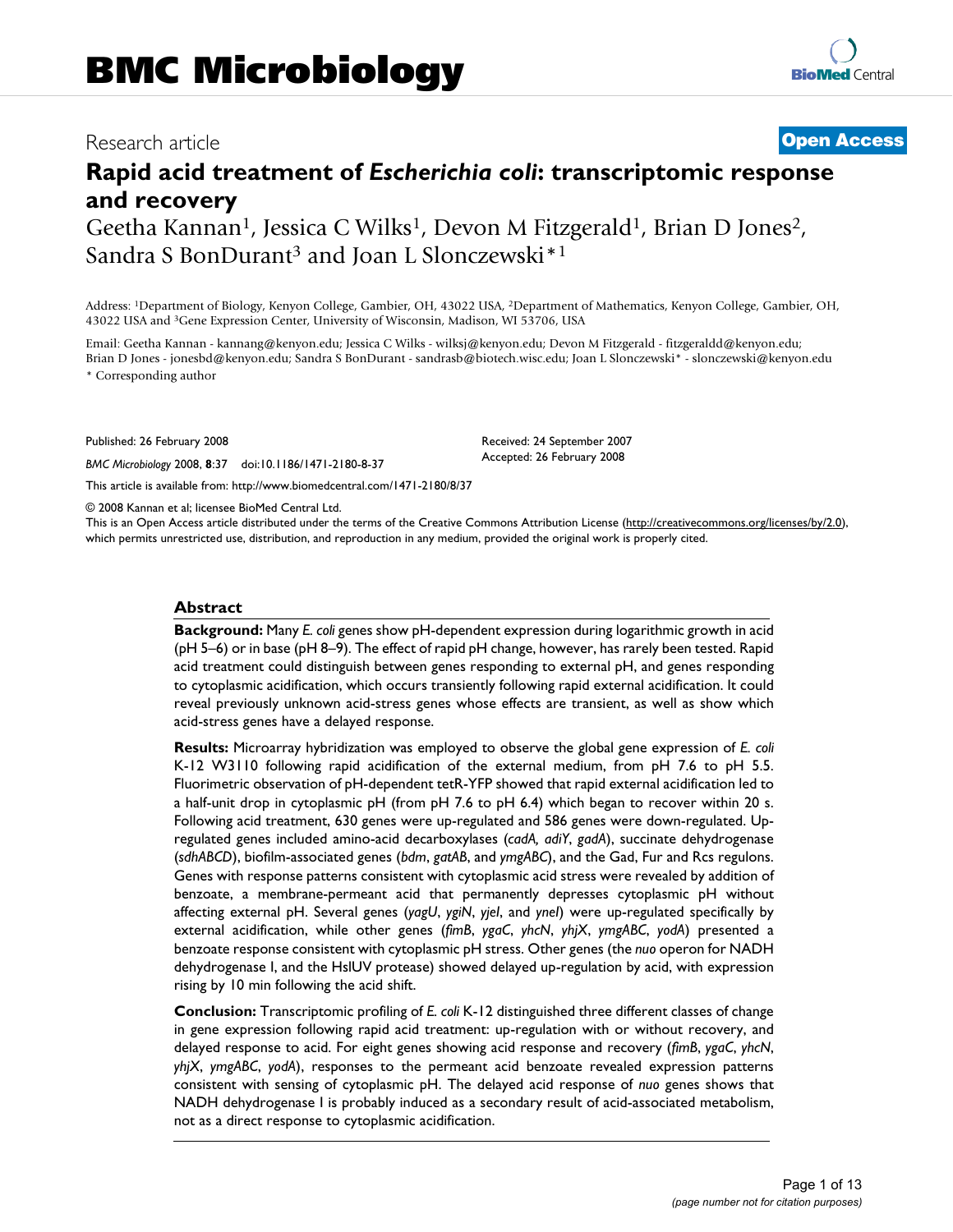# BMC Microbiology

Research article **Open Access**

# Rapid acid treatment of *Escherichia coli*: transcriptomic response and recovery

Geetha Kannan[1], Jessica C Wilks[1], Devon M Fitzgerald[1], Brian D Jones[2], Sandra S BonDurant[3] and Joan L Slonczewski*[1]

Address: [1]Department of Biology, Kenyon College, Gambier, OH, 43022 USA, [2]Department of Mathematics, Kenyon College, Gambier, OH, 43022 USA and [3]Gene Expression Center, University of Wisconsin, Madison, WI 53706, USA

Email: Geetha Kannan - kannang@kenyon.edu; Jessica C Wilks - wilksj@kenyon.edu; Devon M Fitzgerald - fitzgeraldd@kenyon.edu; Brian D Jones - jonesbd@kenyon.edu; Sandra S BonDurant - sandrasb@biotech.wisc.edu; Joan L Slonczewski* - slonczewski@kenyon.edu

\* Corresponding author

Published: 26 February 2008

*BMC Microbiology* 2008, **8**:37 doi:10.1186/1471-2180-8-37

Received: 24 September 2007
Accepted: 26 February 2008

This article is available from: http://www.biomedcentral.com/1471-2180/8/37

© 2008 Kannan et al; licensee BioMed Central Ltd.

This is an Open Access article distributed under the terms of the Creative Commons Attribution License (http://creativecommons.org/licenses/by/2.0), which permits unrestricted use, distribution, and reproduction in any medium, provided the original work is properly cited.

## Abstract

**Background:** Many *E. coli* genes show pH-dependent expression during logarithmic growth in acid (pH 5–6) or in base (pH 8–9). The effect of rapid pH change, however, has rarely been tested. Rapid acid treatment could distinguish between genes responding to external pH, and genes responding to cytoplasmic acidification, which occurs transiently following rapid external acidification. It could reveal previously unknown acid-stress genes whose effects are transient, as well as show which acid-stress genes have a delayed response.

**Results:** Microarray hybridization was employed to observe the global gene expression of *E. coli* K-12 W3110 following rapid acidification of the external medium, from pH 7.6 to pH 5.5. Fluorimetric observation of pH-dependent tetR-YFP showed that rapid external acidification led to a half-unit drop in cytoplasmic pH (from pH 7.6 to pH 6.4) which began to recover within 20 s. Following acid treatment, 630 genes were up-regulated and 586 genes were down-regulated. Up-regulated genes included amino-acid decarboxylases (*cadA, adiY*, *gadA*), succinate dehydrogenase (*sdhABCD*), biofilm-associated genes (*bdm*, *gatAB*, and *ymgABC*), and the Gad, Fur and Rcs regulons. Genes with response patterns consistent with cytoplasmic acid stress were revealed by addition of benzoate, a membrane-permeant acid that permanently depresses cytoplasmic pH without affecting external pH. Several genes (*yagU*, *ygiN*, *yjeI*, and *yneI*) were up-regulated specifically by external acidification, while other genes (*fimB*, *ygaC*, *yhcN*, *yhjX*, *ymgABC*, *yodA*) presented a benzoate response consistent with cytoplasmic pH stress. Other genes (the *nuo* operon for NADH dehydrogenase I, and the HslUV protease) showed delayed up-regulation by acid, with expression rising by 10 min following the acid shift.

**Conclusion:** Transcriptomic profiling of *E. coli* K-12 distinguished three different classes of change in gene expression following rapid acid treatment: up-regulation with or without recovery, and delayed response to acid. For eight genes showing acid response and recovery (*fimB*, *ygaC*, *yhcN*, *yhjX*, *ymgABC*, *yodA*), responses to the permeant acid benzoate revealed expression patterns consistent with sensing of cytoplasmic pH. The delayed acid response of *nuo* genes shows that NADH dehydrogenase I is probably induced as a secondary result of acid-associated metabolism, not as a direct response to cytoplasmic acidification.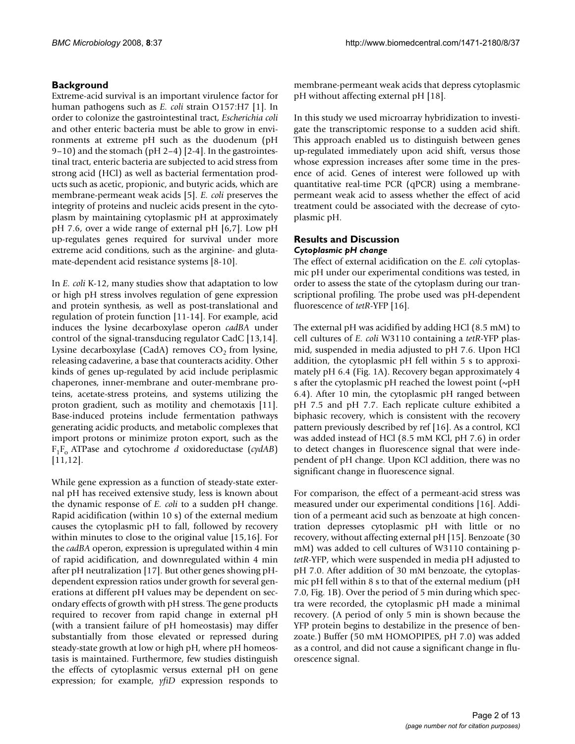## Background

Extreme-acid survival is an important virulence factor for human pathogens such as *E. coli* strain O157:H7 [1]. In order to colonize the gastrointestinal tract, *Escherichia coli* and other enteric bacteria must be able to grow in environments at extreme pH such as the duodenum (pH 9–10) and the stomach (pH 2–4) [2-4]. In the gastrointestinal tract, enteric bacteria are subjected to acid stress from strong acid (HCl) as well as bacterial fermentation products such as acetic, propionic, and butyric acids, which are membrane-permeant weak acids [5]. *E. coli* preserves the integrity of proteins and nucleic acids present in the cytoplasm by maintaining cytoplasmic pH at approximately pH 7.6, over a wide range of external pH [6,7]. Low pH up-regulates genes required for survival under more extreme acid conditions, such as the arginine- and glutamate-dependent acid resistance systems [8-10].

In *E. coli* K-12, many studies show that adaptation to low or high pH stress involves regulation of gene expression and protein synthesis, as well as post-translational and regulation of protein function [11-14]. For example, acid induces the lysine decarboxylase operon *cadBA* under control of the signal-transducing regulator CadC [13,14]. Lysine decarboxylase (CadA) removes $CO_2$ from lysine, releasing cadaverine, a base that counteracts acidity. Other kinds of genes up-regulated by acid include periplasmic chaperones, inner-membrane and outer-membrane proteins, acetate-stress proteins, and systems utilizing the proton gradient, such as motility and chemotaxis [11]. Base-induced proteins include fermentation pathways generating acidic products, and metabolic complexes that import protons or minimize proton export, such as the $F_1F_o$ ATPase and cytochrome *d* oxidoreductase (*cydAB*) [11,12].

While gene expression as a function of steady-state external pH has received extensive study, less is known about the dynamic response of *E. coli* to a sudden pH change. Rapid acidification (within 10 s) of the external medium causes the cytoplasmic pH to fall, followed by recovery within minutes to close to the original value [15,16]. For the *cadBA* operon, expression is upregulated within 4 min of rapid acidification, and downregulated within 4 min after pH neutralization [17]. But other genes showing pH-dependent expression ratios under growth for several generations at different pH values may be dependent on secondary effects of growth with pH stress. The gene products required to recover from rapid change in external pH (with a transient failure of pH homeostasis) may differ substantially from those elevated or repressed during steady-state growth at low or high pH, where pH homeostasis is maintained. Furthermore, few studies distinguish the effects of cytoplasmic versus external pH on gene expression; for example, *yfiD* expression responds to membrane-permeant weak acids that depress cytoplasmic pH without affecting external pH [18].

In this study we used microarray hybridization to investigate the transcriptomic response to a sudden acid shift. This approach enabled us to distinguish between genes up-regulated immediately upon acid shift, versus those whose expression increases after some time in the presence of acid. Genes of interest were followed up with quantitative real-time PCR (qPCR) using a membrane-permeant weak acid to assess whether the effect of acid treatment could be associated with the decrease of cytoplasmic pH.

## Results and Discussion

### Cytoplasmic pH change

The effect of external acidification on the *E. coli* cytoplasmic pH under our experimental conditions was tested, in order to assess the state of the cytoplasm during our transcriptional profiling. The probe used was pH-dependent fluorescence of *tetR*-YFP [16].

The external pH was acidified by adding HCl (8.5 mM) to cell cultures of *E. coli* W3110 containing a *tetR*-YFP plasmid, suspended in media adjusted to pH 7.6. Upon HCl addition, the cytoplasmic pH fell within 5 s to approximately pH 6.4 (Fig. 1A). Recovery began approximately 4 s after the cytoplasmic pH reached the lowest point (~pH 6.4). After 10 min, the cytoplasmic pH ranged between pH 7.5 and pH 7.7. Each replicate culture exhibited a biphasic recovery, which is consistent with the recovery pattern previously described by ref [16]. As a control, KCl was added instead of HCl (8.5 mM KCl, pH 7.6) in order to detect changes in fluorescence signal that were independent of pH change. Upon KCl addition, there was no significant change in fluorescence signal.

For comparison, the effect of a permeant-acid stress was measured under our experimental conditions [16]. Addition of a permeant acid such as benzoate at high concentration depresses cytoplasmic pH with little or no recovery, without affecting external pH [15]. Benzoate (30 mM) was added to cell cultures of W3110 containing p-*tetR*-YFP, which were suspended in media pH adjusted to pH 7.0. After addition of 30 mM benzoate, the cytoplasmic pH fell within 8 s to that of the external medium (pH 7.0, Fig. 1B). Over the period of 5 min during which spectra were recorded, the cytoplasmic pH made a minimal recovery. (A period of only 5 min is shown because the YFP protein begins to destabilize in the presence of benzoate.) Buffer (50 mM HOMOPIPES, pH 7.0) was added as a control, and did not cause a significant change in fluorescence signal.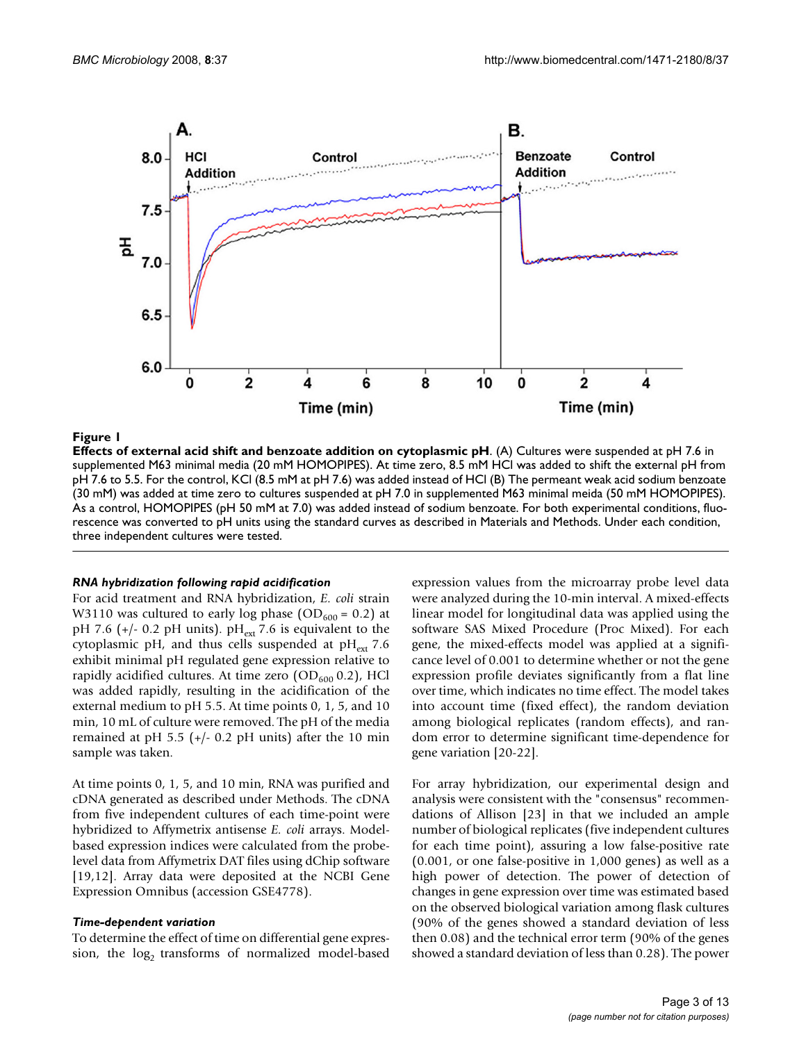**Figure 1**

**Effects of external acid shift and benzoate addition on cytoplasmic pH**. (A) Cultures were suspended at pH 7.6 in supplemented M63 minimal media (20 mM HOMOPIPES). At time zero, 8.5 mM HCl was added to shift the external pH from pH 7.6 to 5.5. For the control, KCl (8.5 mM at pH 7.6) was added instead of HCl (B) The permeant weak acid sodium benzoate (30 mM) was added at time zero to cultures suspended at pH 7.0 in supplemented M63 minimal meida (50 mM HOMOPIPES). As a control, HOMOPIPES (pH 50 mM at 7.0) was added instead of sodium benzoate. For both experimental conditions, fluorescence was converted to pH units using the standard curves as described in Materials and Methods. Under each condition, three independent cultures were tested.

### *RNA hybridization following rapid acidification*

For acid treatment and RNA hybridization, *E. coli* strain W3110 was cultured to early log phase ($OD_{600}$ = 0.2) at pH 7.6 (+/- 0.2 pH units). $pH_{ext}$ 7.6 is equivalent to the cytoplasmic pH, and thus cells suspended at $pH_{ext}$ 7.6 exhibit minimal pH regulated gene expression relative to rapidly acidified cultures. At time zero ($OD_{600}$ 0.2), HCl was added rapidly, resulting in the acidification of the external medium to pH 5.5. At time points 0, 1, 5, and 10 min, 10 mL of culture were removed. The pH of the media remained at pH 5.5 (+/- 0.2 pH units) after the 10 min sample was taken.

At time points 0, 1, 5, and 10 min, RNA was purified and cDNA generated as described under Methods. The cDNA from five independent cultures of each time-point were hybridized to Affymetrix antisense *E. coli* arrays. Model-based expression indices were calculated from the probe-level data from Affymetrix DAT files using dChip software [19,12]. Array data were deposited at the NCBI Gene Expression Omnibus (accession GSE4778).

### *Time-dependent variation*

To determine the effect of time on differential gene expression, the $\log_2$ transforms of normalized model-based expression values from the microarray probe level data were analyzed during the 10-min interval. A mixed-effects linear model for longitudinal data was applied using the software SAS Mixed Procedure (Proc Mixed). For each gene, the mixed-effects model was applied at a significance level of 0.001 to determine whether or not the gene expression profile deviates significantly from a flat line over time, which indicates no time effect. The model takes into account time (fixed effect), the random deviation among biological replicates (random effects), and random error to determine significant time-dependence for gene variation [20-22].

For array hybridization, our experimental design and analysis were consistent with the "consensus" recommendations of Allison [23] in that we included an ample number of biological replicates (five independent cultures for each time point), assuring a low false-positive rate (0.001, or one false-positive in 1,000 genes) as well as a high power of detection. The power of detection of changes in gene expression over time was estimated based on the observed biological variation among flask cultures (90% of the genes showed a standard deviation of less then 0.08) and the technical error term (90% of the genes showed a standard deviation of less than 0.28). The power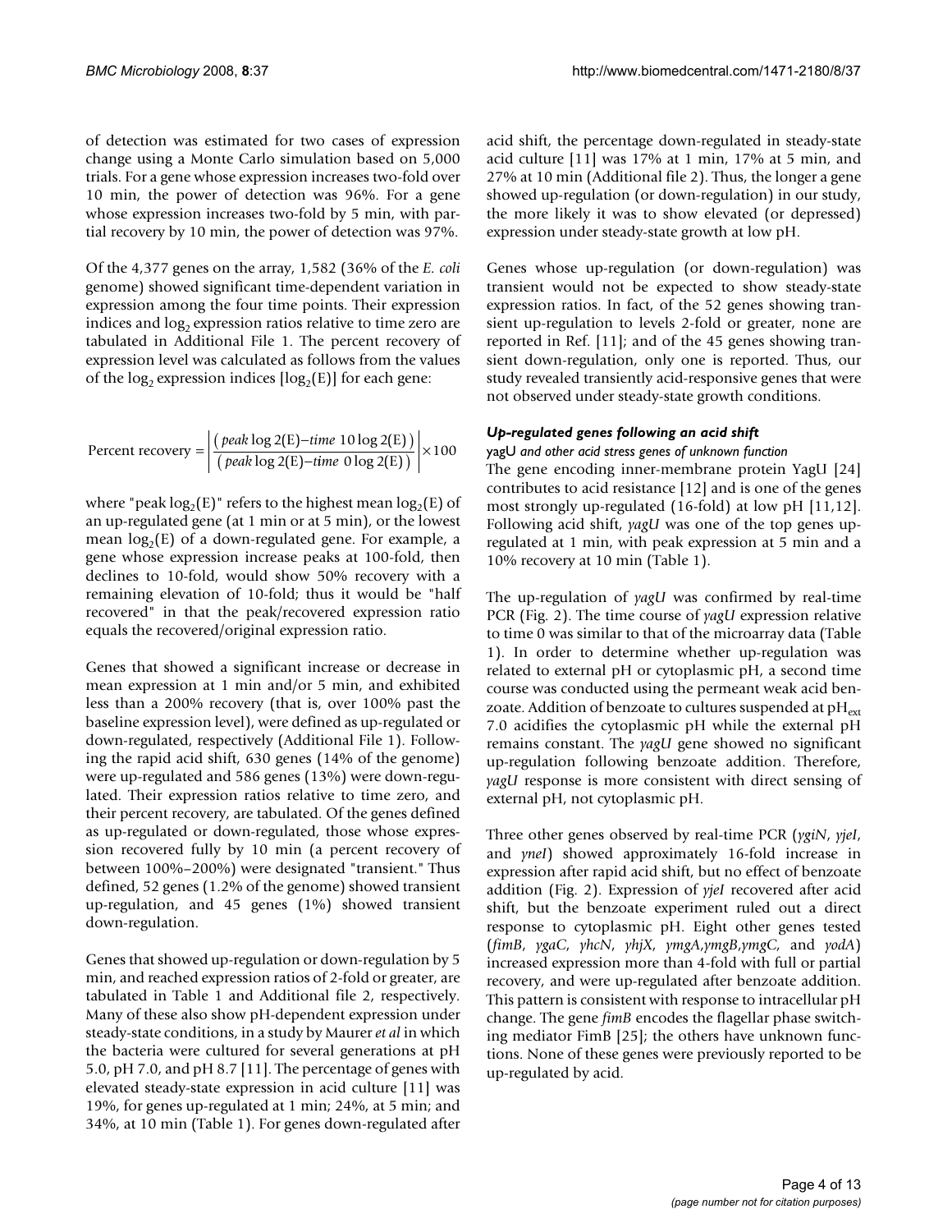of detection was estimated for two cases of expression change using a Monte Carlo simulation based on 5,000 trials. For a gene whose expression increases two-fold over 10 min, the power of detection was 96%. For a gene whose expression increases two-fold by 5 min, with partial recovery by 10 min, the power of detection was 97%.

Of the 4,377 genes on the array, 1,582 (36% of the *E. coli* genome) showed significant time-dependent variation in expression among the four time points. Their expression indices and $\log_2$ expression ratios relative to time zero are tabulated in Additional File 1. The percent recovery of expression level was calculated as follows from the values of the $\log_2$ expression indices [$\log_2(E)$] for each gene:

$$\text{Percent recovery} = \left| \frac{(\textit{peak} \log 2(\text{E}) - \textit{time } 10 \log 2(\text{E}))}{(\textit{peak} \log 2(\text{E}) - \textit{time } 0 \log 2(\text{E}))} \right| \times 100$$

where "peak $\log_2(E)$" refers to the highest mean $\log_2(E)$ of an up-regulated gene (at 1 min or at 5 min), or the lowest mean $\log_2(E)$ of a down-regulated gene. For example, a gene whose expression increase peaks at 100-fold, then declines to 10-fold, would show 50% recovery with a remaining elevation of 10-fold; thus it would be "half recovered" in that the peak/recovered expression ratio equals the recovered/original expression ratio.

Genes that showed a significant increase or decrease in mean expression at 1 min and/or 5 min, and exhibited less than a 200% recovery (that is, over 100% past the baseline expression level), were defined as up-regulated or down-regulated, respectively (Additional File 1). Following the rapid acid shift, 630 genes (14% of the genome) were up-regulated and 586 genes (13%) were down-regulated. Their expression ratios relative to time zero, and their percent recovery, are tabulated. Of the genes defined as up-regulated or down-regulated, those whose expression recovered fully by 10 min (a percent recovery of between 100%–200%) were designated "transient." Thus defined, 52 genes (1.2% of the genome) showed transient up-regulation, and 45 genes (1%) showed transient down-regulation.

Genes that showed up-regulation or down-regulation by 5 min, and reached expression ratios of 2-fold or greater, are tabulated in Table 1 and Additional file 2, respectively. Many of these also show pH-dependent expression under steady-state conditions, in a study by Maurer *et al* in which the bacteria were cultured for several generations at pH 5.0, pH 7.0, and pH 8.7 [11]. The percentage of genes with elevated steady-state expression in acid culture [11] was 19%, for genes up-regulated at 1 min; 24%, at 5 min; and 34%, at 10 min (Table 1). For genes down-regulated after acid shift, the percentage down-regulated in steady-state acid culture [11] was 17% at 1 min, 17% at 5 min, and 27% at 10 min (Additional file 2). Thus, the longer a gene showed up-regulation (or down-regulation) in our study, the more likely it was to show elevated (or depressed) expression under steady-state growth at low pH.

Genes whose up-regulation (or down-regulation) was transient would not be expected to show steady-state expression ratios. In fact, of the 52 genes showing transient up-regulation to levels 2-fold or greater, none are reported in Ref. [11]; and of the 45 genes showing transient down-regulation, only one is reported. Thus, our study revealed transiently acid-responsive genes that were not observed under steady-state growth conditions.

### Up-regulated genes following an acid shift

#### yagU *and other acid stress genes of unknown function*

The gene encoding inner-membrane protein YagU [24] contributes to acid resistance [12] and is one of the genes most strongly up-regulated (16-fold) at low pH [11,12]. Following acid shift, *yagU* was one of the top genes up-regulated at 1 min, with peak expression at 5 min and a 10% recovery at 10 min (Table 1).

The up-regulation of *yagU* was confirmed by real-time PCR (Fig. 2). The time course of *yagU* expression relative to time 0 was similar to that of the microarray data (Table 1). In order to determine whether up-regulation was related to external pH or cytoplasmic pH, a second time course was conducted using the permeant weak acid benzoate. Addition of benzoate to cultures suspended at $pH_{ext}$ 7.0 acidifies the cytoplasmic pH while the external pH remains constant. The *yagU* gene showed no significant up-regulation following benzoate addition. Therefore, *yagU* response is more consistent with direct sensing of external pH, not cytoplasmic pH.

Three other genes observed by real-time PCR (*ygiN*, *yjeI*, and *yneI*) showed approximately 16-fold increase in expression after rapid acid shift, but no effect of benzoate addition (Fig. 2). Expression of *yjeI* recovered after acid shift, but the benzoate experiment ruled out a direct response to cytoplasmic pH. Eight other genes tested (*fimB*, *ygaC*, *yhcN*, *yhjX*, *ymgA*,*ymgB*,*ymgC*, and *yodA*) increased expression more than 4-fold with full or partial recovery, and were up-regulated after benzoate addition. This pattern is consistent with response to intracellular pH change. The gene *fimB* encodes the flagellar phase switching mediator FimB [25]; the others have unknown functions. None of these genes were previously reported to be up-regulated by acid.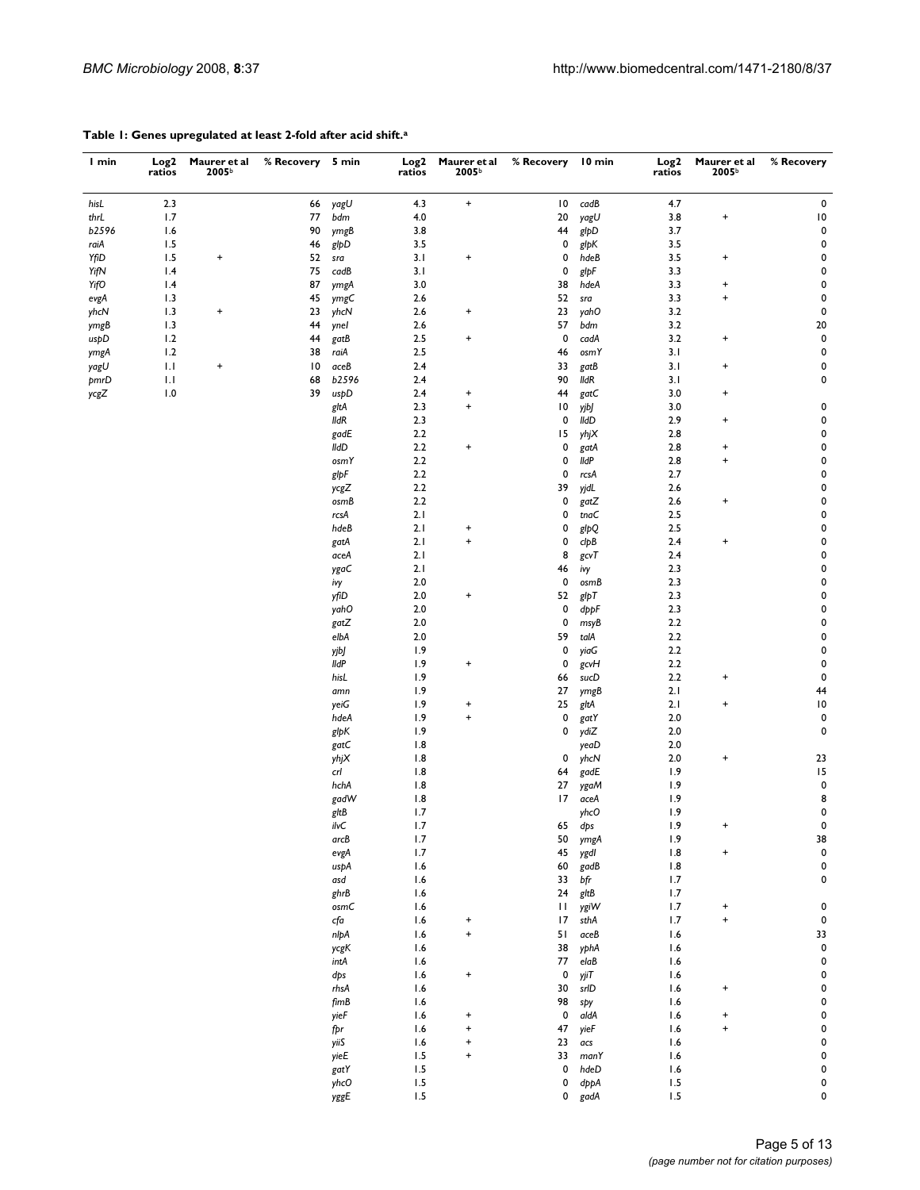**Table 1: Genes upregulated at least 2-fold after acid shift.[a]**

| 1 min | Log2 ratios | Maurer et al 2005[b] | % Recovery | 5 min | Log2 ratios | Maurer et al 2005[b] | % Recovery | 10 min | Log2 ratios | Maurer et al 2005[b] | % Recovery |
|---|---|---|---|---|---|---|---|---|---|---|---|
| *hisL* | 2.3 | | 66 | *yagU* | 4.3 | + | 10 | *cadB* | 4.7 | | 0 |
| *thrL* | 1.7 | | 77 | *bdm* | 4.0 | | 20 | *yagU* | 3.8 | + | 10 |
| *b2596* | 1.6 | | 90 | *ymgB* | 3.8 | | 44 | *glpD* | 3.7 | | 0 |
| *raiA* | 1.5 | | 46 | *glpD* | 3.5 | | 0 | *glpK* | 3.5 | | 0 |
| *YfiD* | 1.5 | + | 52 | *sra* | 3.1 | + | 0 | *hdeB* | 3.5 | + | 0 |
| *YifN* | 1.4 | | 75 | *cadB* | 3.1 | | 0 | *glpF* | 3.3 | | 0 |
| *YifO* | 1.4 | | 87 | *ymgA* | 3.0 | | 38 | *hdeA* | 3.3 | + | 0 |
| *evgA* | 1.3 | | 45 | *ymgC* | 2.6 | | 52 | *sra* | 3.3 | + | 0 |
| *yhcN* | 1.3 | + | 23 | *yhcN* | 2.6 | + | 23 | *yahO* | 3.2 | | 0 |
| *ymgB* | 1.3 | | 44 | *yneI* | 2.6 | | 57 | *bdm* | 3.2 | | 20 |
| *uspD* | 1.2 | | 44 | *gatB* | 2.5 | + | 0 | *cadA* | 3.2 | + | 0 |
| *ymgA* | 1.2 | | 38 | *raiA* | 2.5 | | 46 | *osmY* | 3.1 | | 0 |
| *yagU* | 1.1 | + | 10 | *aceB* | 2.4 | | 33 | *gatB* | 3.1 | + | 0 |
| *pmrD* | 1.1 | | 68 | *b2596* | 2.4 | | 90 | *lldR* | 3.1 | | 0 |
| *ycgZ* | 1.0 | | 39 | *uspD* | 2.4 | + | 44 | *gatC* | 3.0 | + | |
| | | | | *gltA* | 2.3 | + | 10 | *yjbJ* | 3.0 | | 0 |
| | | | | *lldR* | 2.3 | | 0 | *lldD* | 2.9 | + | 0 |
| | | | | *gadE* | 2.2 | | 15 | *yhjX* | 2.8 | | 0 |
| | | | | *lldD* | 2.2 | + | 0 | *gatA* | 2.8 | + | 0 |
| | | | | *osmY* | 2.2 | | 0 | *lldP* | 2.8 | + | 0 |
| | | | | *glpF* | 2.2 | | 0 | *rcsA* | 2.7 | | 0 |
| | | | | *ycgZ* | 2.2 | | 39 | *yjdL* | 2.6 | | 0 |
| | | | | *osmB* | 2.2 | | 0 | *gatZ* | 2.6 | + | 0 |
| | | | | *rcsA* | 2.1 | | 0 | *tnaC* | 2.5 | | 0 |
| | | | | *hdeB* | 2.1 | + | 0 | *glpQ* | 2.5 | | 0 |
| | | | | *gatA* | 2.1 | + | 0 | *clpB* | 2.4 | + | 0 |
| | | | | *aceA* | 2.1 | | 8 | *gcvT* | 2.4 | | 0 |
| | | | | *ygaC* | 2.1 | | 46 | *ivy* | 2.3 | | 0 |
| | | | | *ivy* | 2.0 | | 0 | *osmB* | 2.3 | | 0 |
| | | | | *yfiD* | 2.0 | + | 52 | *glpT* | 2.3 | | 0 |
| | | | | *yahO* | 2.0 | | 0 | *dppF* | 2.3 | | 0 |
| | | | | *gatZ* | 2.0 | | 0 | *msyB* | 2.2 | | 0 |
| | | | | *elbA* | 2.0 | | 59 | *talA* | 2.2 | | 0 |
| | | | | *yjbJ* | 1.9 | | 0 | *yiaG* | 2.2 | | 0 |
| | | | | *lldP* | 1.9 | + | 0 | *gcvH* | 2.2 | | 0 |
| | | | | *hisL* | 1.9 | | 66 | *sucD* | 2.2 | + | 0 |
| | | | | *amn* | 1.9 | | 27 | *ymgB* | 2.1 | | 44 |
| | | | | *yeiG* | 1.9 | + | 25 | *gltA* | 2.1 | + | 10 |
| | | | | *hdeA* | 1.9 | + | 0 | *gatY* | 2.0 | | 0 |
| | | | | *glpK* | 1.9 | | 0 | *ydiZ* | 2.0 | | 0 |
| | | | | *gatC* | 1.8 | | | *yeaD* | 2.0 | | |
| | | | | *yhjX* | 1.8 | | 0 | *yhcN* | 2.0 | + | 23 |
| | | | | *crl* | 1.8 | | 64 | *gadE* | 1.9 | | 15 |
| | | | | *hchA* | 1.8 | | 27 | *ygaM* | 1.9 | | 0 |
| | | | | *gadW* | 1.8 | | 17 | *aceA* | 1.9 | | 8 |
| | | | | *gltB* | 1.7 | | | *yhcO* | 1.9 | | 0 |
| | | | | *ilvC* | 1.7 | | 65 | *dps* | 1.9 | + | 0 |
| | | | | *arcB* | 1.7 | | 50 | *ymgA* | 1.9 | | 38 |
| | | | | *evgA* | 1.7 | | 45 | *ygdI* | 1.8 | + | 0 |
| | | | | *uspA* | 1.6 | | 60 | *gadB* | 1.8 | | 0 |
| | | | | *asd* | 1.6 | | 33 | *bfr* | 1.7 | | 0 |
| | | | | *ghrB* | 1.6 | | 24 | *gltB* | 1.7 | | |
| | | | | *osmC* | 1.6 | | 11 | *ygiW* | 1.7 | + | 0 |
| | | | | *cfa* | 1.6 | + | 17 | *sthA* | 1.7 | + | 0 |
| | | | | *nlpA* | 1.6 | + | 51 | *aceB* | 1.6 | | 33 |
| | | | | *ycgK* | 1.6 | | 38 | *yphA* | 1.6 | | 0 |
| | | | | *intA* | 1.6 | | 77 | *elaB* | 1.6 | | 0 |
| | | | | *dps* | 1.6 | + | 0 | *yjiT* | 1.6 | | 0 |
| | | | | *rhsA* | 1.6 | | 30 | *srlD* | 1.6 | + | 0 |
| | | | | *fimB* | 1.6 | | 98 | *spy* | 1.6 | | 0 |
| | | | | *yieF* | 1.6 | + | 0 | *aldA* | 1.6 | + | 0 |
| | | | | *fpr* | 1.6 | + | 47 | *yieF* | 1.6 | + | 0 |
| | | | | *yiiS* | 1.6 | + | 23 | *acs* | 1.6 | | 0 |
| | | | | *yieE* | 1.5 | + | 33 | *manY* | 1.6 | | 0 |
| | | | | *gatY* | 1.5 | | 0 | *hdeD* | 1.6 | | 0 |
| | | | | *yhcO* | 1.5 | | 0 | *dppA* | 1.5 | | 0 |
| | | | | *yggE* | 1.5 | | 0 | *gadA* | 1.5 | | 0 |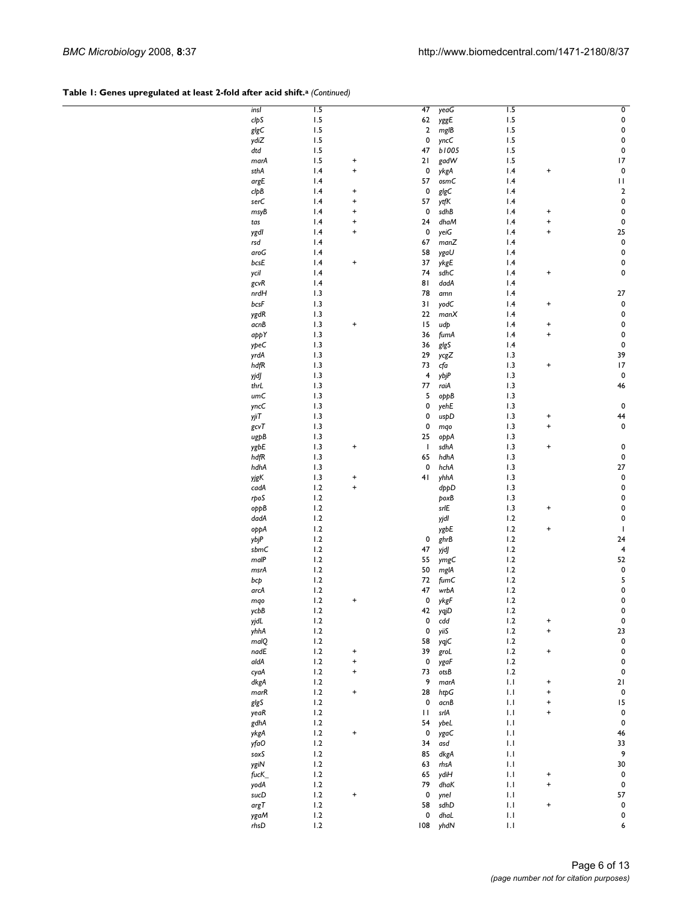**Table 1: Genes upregulated at least 2-fold after acid shift.[a]** *(Continued)*

| | | | | | | | |
|---|---|---|---|---|---|---|---|
| *insI* | 1.5 | | 47 | *yeaG* | 1.5 | | 0 |
| *clpS* | 1.5 | | 62 | *yggE* | 1.5 | | 0 |
| *glgC* | 1.5 | | 2 | *mglB* | 1.5 | | 0 |
| *ydiZ* | 1.5 | | 0 | *yncC* | 1.5 | | 0 |
| *dtd* | 1.5 | | 47 | *b1005* | 1.5 | | 0 |
| *marA* | 1.5 | + | 21 | *gadW* | 1.5 | | 17 |
| *sthA* | 1.4 | + | 0 | *ykgA* | 1.4 | + | 0 |
| *argE* | 1.4 | | 57 | *osmC* | 1.4 | | 11 |
| *clpB* | 1.4 | + | 0 | *glgC* | 1.4 | | 2 |
| *serC* | 1.4 | + | 57 | *ytfK* | 1.4 | | 0 |
| *msyB* | 1.4 | + | 0 | *sdhB* | 1.4 | + | 0 |
| *tas* | 1.4 | + | 24 | *dhaM* | 1.4 | + | 0 |
| *ygdI* | 1.4 | + | 0 | *yeiG* | 1.4 | + | 25 |
| *rsd* | 1.4 | | 67 | *manZ* | 1.4 | | 0 |
| *aroG* | 1.4 | | 58 | *ygaU* | 1.4 | | 0 |
| *bcsE* | 1.4 | + | 37 | *ykgE* | 1.4 | | 0 |
| *yciI* | 1.4 | | 74 | *sdhC* | 1.4 | + | 0 |
| *gcvR* | 1.4 | | 81 | *dadA* | 1.4 | | |
| *nrdH* | 1.3 | | 78 | *amn* | 1.4 | | 27 |
| *bcsF* | 1.3 | | 31 | *yodC* | 1.4 | + | 0 |
| *ygdR* | 1.3 | | 22 | *manX* | 1.4 | | 0 |
| *acnB* | 1.3 | + | 15 | *udp* | 1.4 | + | 0 |
| *appY* | 1.3 | | 36 | *fumA* | 1.4 | + | 0 |
| *ypeC* | 1.3 | | 36 | *glgS* | 1.4 | | 0 |
| *yrdA* | 1.3 | | 29 | *ycgZ* | 1.3 | | 39 |
| *hdfR* | 1.3 | | 73 | *cfa* | 1.3 | + | 17 |
| *yjdJ* | 1.3 | | 4 | *ybjP* | 1.3 | | 0 |
| *thrL* | 1.3 | | 77 | *raiA* | 1.3 | | 46 |
| *umC* | 1.3 | | 5 | *oppB* | 1.3 | | |
| *yncC* | 1.3 | | 0 | *yehE* | 1.3 | | 0 |
| *yjiT* | 1.3 | | 0 | *uspD* | 1.3 | + | 44 |
| *gcvT* | 1.3 | | 0 | *mqo* | 1.3 | + | 0 |
| *ugpB* | 1.3 | | 25 | *oppA* | 1.3 | | |
| *ygbE* | 1.3 | + | 1 | *sdhA* | 1.3 | + | 0 |
| *hdfR* | 1.3 | | 65 | *hdhA* | 1.3 | | 0 |
| *hdhA* | 1.3 | | 0 | *hchA* | 1.3 | | 27 |
| *yjgK* | 1.3 | + | 41 | *yhhA* | 1.3 | | 0 |
| *cadA* | 1.2 | + | | *dppD* | 1.3 | | 0 |
| *rpoS* | 1.2 | | | *poxB* | 1.3 | | 0 |
| *oppB* | 1.2 | | | *srlE* | 1.3 | + | 0 |
| *dadA* | 1.2 | | | *yjdI* | 1.2 | | 0 |
| *oppA* | 1.2 | | | *ygbE* | 1.2 | + | 1 |
| *ybjP* | 1.2 | | 0 | *ghrB* | 1.2 | | 24 |
| *sbmC* | 1.2 | | 47 | *yjdJ* | 1.2 | | 4 |
| *malP* | 1.2 | | 55 | *ymgC* | 1.2 | | 52 |
| *msrA* | 1.2 | | 50 | *mglA* | 1.2 | | 0 |
| *bcp* | 1.2 | | 72 | *fumC* | 1.2 | | 5 |
| *arcA* | 1.2 | | 47 | *wrbA* | 1.2 | | 0 |
| *mqo* | 1.2 | + | 0 | *ykgF* | 1.2 | | 0 |
| *ycbB* | 1.2 | | 42 | *yqjD* | 1.2 | | 0 |
| *yjdL* | 1.2 | | 0 | *cdd* | 1.2 | + | 0 |
| *yhhA* | 1.2 | | 0 | *yiiS* | 1.2 | + | 23 |
| *malQ* | 1.2 | | 58 | *yqjC* | 1.2 | | 0 |
| *nadE* | 1.2 | + | 39 | *groL* | 1.2 | + | 0 |
| *aldA* | 1.2 | + | 0 | *ygaF* | 1.2 | | 0 |
| *cyaA* | 1.2 | + | 73 | *otsB* | 1.2 | | 0 |
| *dkgA* | 1.2 | | 9 | *marA* | 1.1 | + | 21 |
| *marR* | 1.2 | + | 28 | *htpG* | 1.1 | + | 0 |
| *glgS* | 1.2 | | 0 | *acnB* | 1.1 | + | 15 |
| *yeaR* | 1.2 | | 11 | *srlA* | 1.1 | + | 0 |
| *gdhA* | 1.2 | | 54 | *ybeL* | 1.1 | | 0 |
| *ykgA* | 1.2 | + | 0 | *ygaC* | 1.1 | | 46 |
| *yfaO* | 1.2 | | 34 | *asd* | 1.1 | | 33 |
| *soxS* | 1.2 | | 85 | *dkgA* | 1.1 | | 9 |
| *ygiN* | 1.2 | | 63 | *rhsA* | 1.1 | | 30 |
| *fucK_* | 1.2 | | 65 | *ydiH* | 1.1 | + | 0 |
| *yodA* | 1.2 | | 79 | *dhaK* | 1.1 | + | 0 |
| *sucD* | 1.2 | + | 0 | *yneI* | 1.1 | | 57 |
| *argT* | 1.2 | | 58 | *sdhD* | 1.1 | + | 0 |
| *ygaM* | 1.2 | | 0 | *dhaL* | 1.1 | | 0 |
| *rhsD* | 1.2 | | 108 | *yhdN* | 1.1 | | 6 |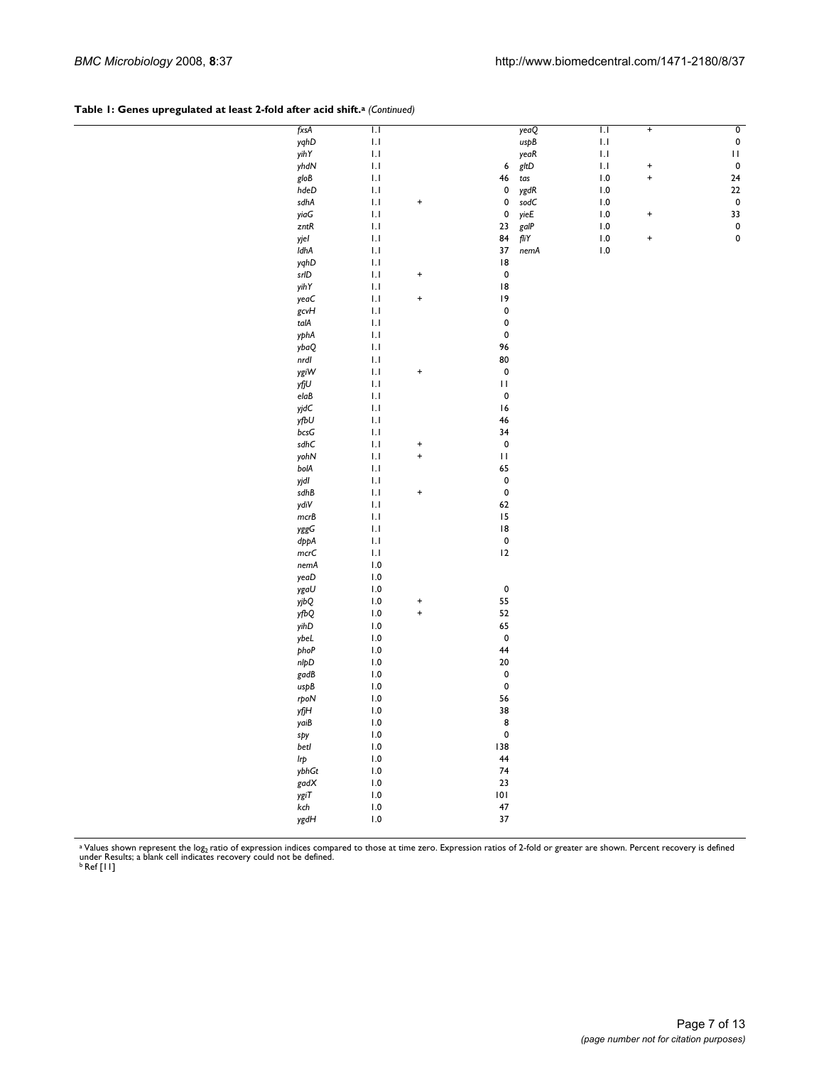**Table 1: Genes upregulated at least 2-fold after acid shift.**[a] *(Continued)*

| | | | | | | | |
|---|---|---|---|---|---|---|---|
| *fxsA* | 1.1 | | | *yeaQ* | 1.1 | + | 0 |
| *yqhD* | 1.1 | | | *uspB* | 1.1 | | 0 |
| *yihY* | 1.1 | | | *yeaR* | 1.1 | | 11 |
| *yhdN* | 1.1 | | 6 | *gltD* | 1.1 | + | 0 |
| *gloB* | 1.1 | | 46 | *tas* | 1.0 | + | 24 |
| *hdeD* | 1.1 | | 0 | *ygdR* | 1.0 | | 22 |
| *sdhA* | 1.1 | + | 0 | *sodC* | 1.0 | | 0 |
| *yiaG* | 1.1 | | 0 | *yieE* | 1.0 | + | 33 |
| *zntR* | 1.1 | | 23 | *galP* | 1.0 | | 0 |
| *yjeI* | 1.1 | | 84 | *fliY* | 1.0 | + | 0 |
| *ldhA* | 1.1 | | 37 | *nemA* | 1.0 | | |
| *yqhD* | 1.1 | | 18 | | | | |
| *srlD* | 1.1 | + | 0 | | | | |
| *yihY* | 1.1 | | 18 | | | | |
| *yeaC* | 1.1 | + | 19 | | | | |
| *gcvH* | 1.1 | | 0 | | | | |
| *talA* | 1.1 | | 0 | | | | |
| *yphA* | 1.1 | | 0 | | | | |
| *ybaQ* | 1.1 | | 96 | | | | |
| *nrdI* | 1.1 | | 80 | | | | |
| *ygiW* | 1.1 | + | 0 | | | | |
| *yfjU* | 1.1 | | 11 | | | | |
| *elaB* | 1.1 | | 0 | | | | |
| *yjdC* | 1.1 | | 16 | | | | |
| *yfbU* | 1.1 | | 46 | | | | |
| *bcsG* | 1.1 | | 34 | | | | |
| *sdhC* | 1.1 | + | 0 | | | | |
| *yohN* | 1.1 | + | 11 | | | | |
| *bolA* | 1.1 | | 65 | | | | |
| *yjdI* | 1.1 | | 0 | | | | |
| *sdhB* | 1.1 | + | 0 | | | | |
| *ydiV* | 1.1 | | 62 | | | | |
| *mcrB* | 1.1 | | 15 | | | | |
| *yggG* | 1.1 | | 18 | | | | |
| *dppA* | 1.1 | | 0 | | | | |
| *mcrC* | 1.1 | | 12 | | | | |
| *nemA* | 1.0 | | | | | | |
| *yeaD* | 1.0 | | | | | | |
| *ygaU* | 1.0 | | 0 | | | | |
| *yjbQ* | 1.0 | + | 55 | | | | |
| *yfbQ* | 1.0 | + | 52 | | | | |
| *yihD* | 1.0 | | 65 | | | | |
| *ybeL* | 1.0 | | 0 | | | | |
| *phoP* | 1.0 | | 44 | | | | |
| *nlpD* | 1.0 | | 20 | | | | |
| *gadB* | 1.0 | | 0 | | | | |
| *uspB* | 1.0 | | 0 | | | | |
| *rpoN* | 1.0 | | 56 | | | | |
| *yfjH* | 1.0 | | 38 | | | | |
| *yaiB* | 1.0 | | 8 | | | | |
| *spy* | 1.0 | | 0 | | | | |
| *betI* | 1.0 | | 138 | | | | |
| *lrp* | 1.0 | | 44 | | | | |
| *ybhGt* | 1.0 | | 74 | | | | |
| *gadX* | 1.0 | | 23 | | | | |
| *ygiT* | 1.0 | | 101 | | | | |
| *kch* | 1.0 | | 47 | | | | |
| *ygdH* | 1.0 | | 37 | | | | |

[a] Values shown represent the $\log_2$ ratio of expression indices compared to those at time zero. Expression ratios of 2-fold or greater are shown. Percent recovery is defined under Results; a blank cell indicates recovery could not be defined.
[b] Ref [11]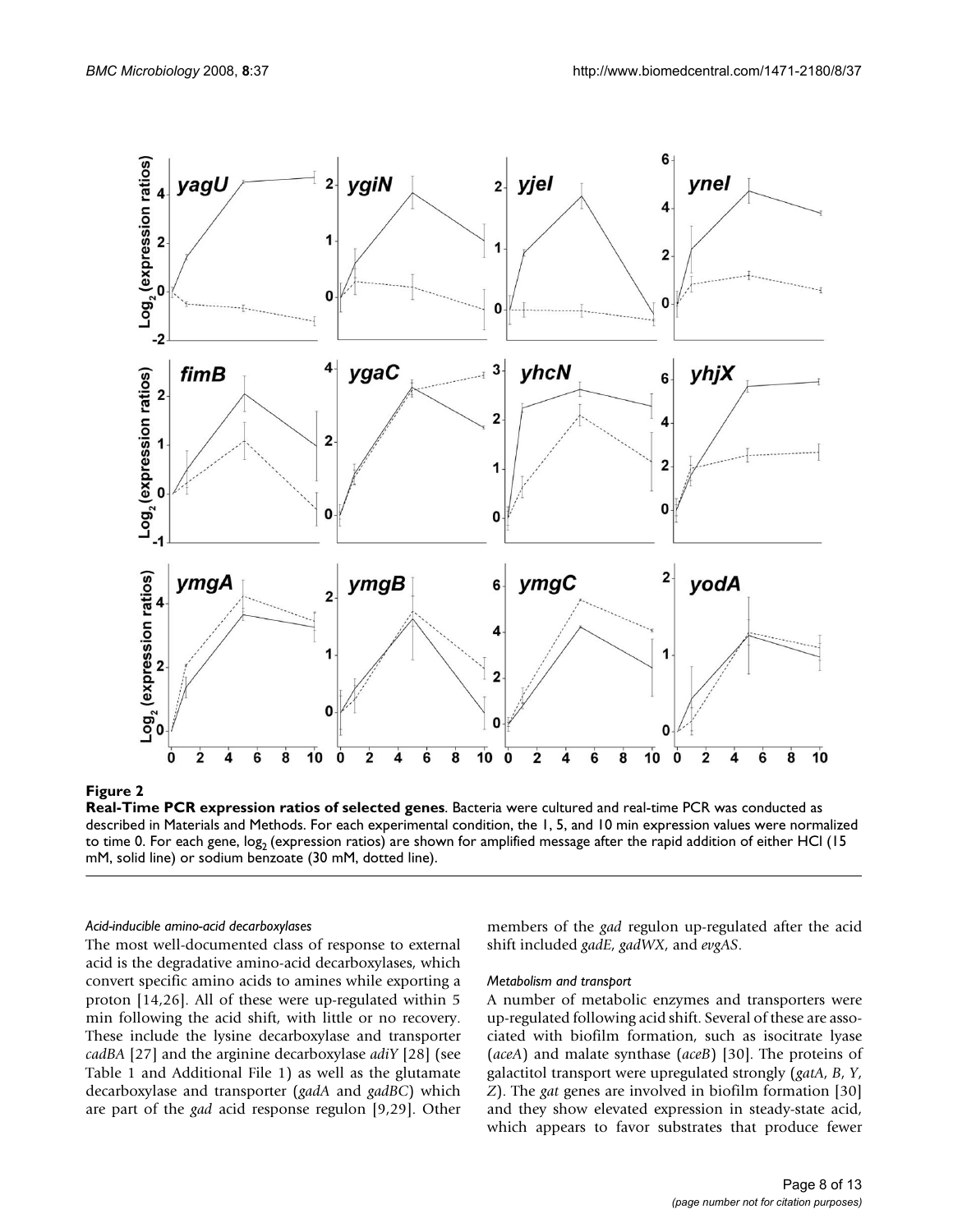**Figure 2**

**Real-Time PCR expression ratios of selected genes**. Bacteria were cultured and real-time PCR was conducted as described in Materials and Methods. For each experimental condition, the 1, 5, and 10 min expression values were normalized to time 0. For each gene, $\log_2$ (expression ratios) are shown for amplified message after the rapid addition of either HCl (15 mM, solid line) or sodium benzoate (30 mM, dotted line).

*Acid-inducible amino-acid decarboxylases*

The most well-documented class of response to external acid is the degradative amino-acid decarboxylases, which convert specific amino acids to amines while exporting a proton [14,26]. All of these were up-regulated within 5 min following the acid shift, with little or no recovery. These include the lysine decarboxylase and transporter *cadBA* [27] and the arginine decarboxylase *adiY* [28] (see Table 1 and Additional File 1) as well as the glutamate decarboxylase and transporter (*gadA* and *gadBC*) which are part of the *gad* acid response regulon [9,29]. Other members of the *gad* regulon up-regulated after the acid shift included *gadE*, *gadWX*, and *evgAS*.

*Metabolism and transport*

A number of metabolic enzymes and transporters were up-regulated following acid shift. Several of these are associated with biofilm formation, such as isocitrate lyase (*aceA*) and malate synthase (*aceB*) [30]. The proteins of galactitol transport were upregulated strongly (*gatA*, *B*, *Y*, *Z*). The *gat* genes are involved in biofilm formation [30] and they show elevated expression in steady-state acid, which appears to favor substrates that produce fewer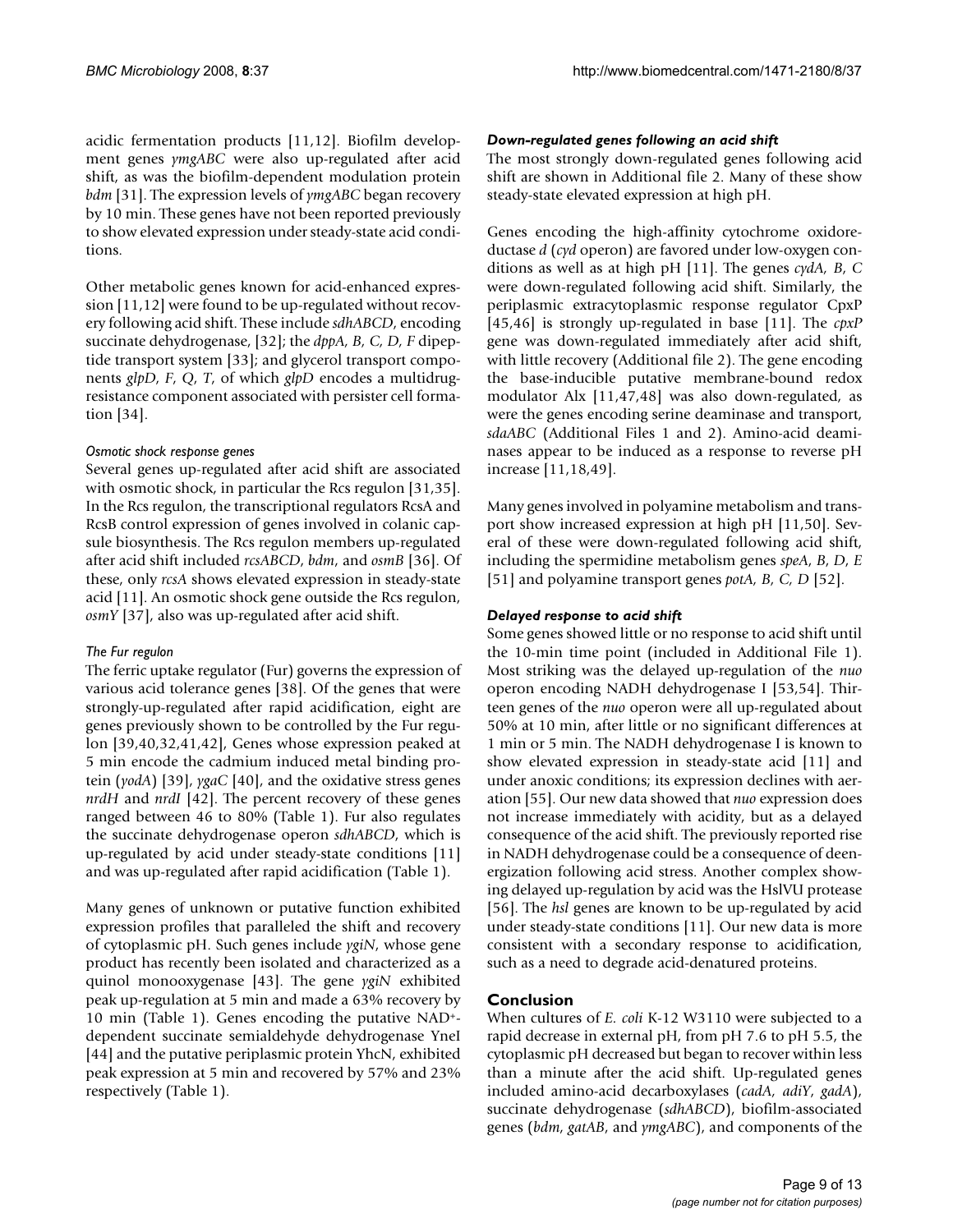acidic fermentation products [11,12]. Biofilm development genes *ymgABC* were also up-regulated after acid shift, as was the biofilm-dependent modulation protein *bdm* [31]. The expression levels of *ymgABC* began recovery by 10 min. These genes have not been reported previously to show elevated expression under steady-state acid conditions.

Other metabolic genes known for acid-enhanced expression [11,12] were found to be up-regulated without recovery following acid shift. These include *sdhABCD*, encoding succinate dehydrogenase, [32]; the *dppA, B, C, D, F* dipeptide transport system [33]; and glycerol transport components *glpD, F, Q, T*, of which *glpD* encodes a multidrug-resistance component associated with persister cell formation [34].

#### *Osmotic shock response genes*

Several genes up-regulated after acid shift are associated with osmotic shock, in particular the Rcs regulon [31,35]. In the Rcs regulon, the transcriptional regulators RcsA and RcsB control expression of genes involved in colanic capsule biosynthesis. The Rcs regulon members up-regulated after acid shift included *rcsABCD*, *bdm*, and *osmB* [36]. Of these, only *rcsA* shows elevated expression in steady-state acid [11]. An osmotic shock gene outside the Rcs regulon, *osmY* [37], also was up-regulated after acid shift.

#### *The Fur regulon*

The ferric uptake regulator (Fur) governs the expression of various acid tolerance genes [38]. Of the genes that were strongly-up-regulated after rapid acidification, eight are genes previously shown to be controlled by the Fur regulon [39,40,32,41,42], Genes whose expression peaked at 5 min encode the cadmium induced metal binding protein (*yodA*) [39], *ygaC* [40], and the oxidative stress genes *nrdH* and *nrdI* [42]. The percent recovery of these genes ranged between 46 to 80% (Table 1). Fur also regulates the succinate dehydrogenase operon *sdhABCD*, which is up-regulated by acid under steady-state conditions [11] and was up-regulated after rapid acidification (Table 1).

Many genes of unknown or putative function exhibited expression profiles that paralleled the shift and recovery of cytoplasmic pH. Such genes include *ygiN*, whose gene product has recently been isolated and characterized as a quinol monooxygenase [43]. The gene *ygiN* exhibited peak up-regulation at 5 min and made a 63% recovery by 10 min (Table 1). Genes encoding the putative $NAD^+$-dependent succinate semialdehyde dehydrogenase YneI [44] and the putative periplasmic protein YhcN, exhibited peak expression at 5 min and recovered by 57% and 23% respectively (Table 1).

#### *Down-regulated genes following an acid shift*

The most strongly down-regulated genes following acid shift are shown in Additional file 2. Many of these show steady-state elevated expression at high pH.

Genes encoding the high-affinity cytochrome oxidoreductase *d* (*cyd* operon) are favored under low-oxygen conditions as well as at high pH [11]. The genes *cydA, B, C* were down-regulated following acid shift. Similarly, the periplasmic extracytoplasmic response regulator CpxP [45,46] is strongly up-regulated in base [11]. The *cpxP* gene was down-regulated immediately after acid shift, with little recovery (Additional file 2). The gene encoding the base-inducible putative membrane-bound redox modulator Alx [11,47,48] was also down-regulated, as were the genes encoding serine deaminase and transport, *sdaABC* (Additional Files 1 and 2). Amino-acid deaminases appear to be induced as a response to reverse pH increase [11,18,49].

Many genes involved in polyamine metabolism and transport show increased expression at high pH [11,50]. Several of these were down-regulated following acid shift, including the spermidine metabolism genes *speA, B, D, E* [51] and polyamine transport genes *potA, B, C, D* [52].

#### *Delayed response to acid shift*

Some genes showed little or no response to acid shift until the 10-min time point (included in Additional File 1). Most striking was the delayed up-regulation of the *nuo* operon encoding NADH dehydrogenase I [53,54]. Thirteen genes of the *nuo* operon were all up-regulated about 50% at 10 min, after little or no significant differences at 1 min or 5 min. The NADH dehydrogenase I is known to show elevated expression in steady-state acid [11] and under anoxic conditions; its expression declines with aeration [55]. Our new data showed that *nuo* expression does not increase immediately with acidity, but as a delayed consequence of the acid shift. The previously reported rise in NADH dehydrogenase could be a consequence of deenergization following acid stress. Another complex showing delayed up-regulation by acid was the HslVU protease [56]. The *hsl* genes are known to be up-regulated by acid under steady-state conditions [11]. Our new data is more consistent with a secondary response to acidification, such as a need to degrade acid-denatured proteins.

## Conclusion

When cultures of *E. coli* K-12 W3110 were subjected to a rapid decrease in external pH, from pH 7.6 to pH 5.5, the cytoplasmic pH decreased but began to recover within less than a minute after the acid shift. Up-regulated genes included amino-acid decarboxylases (*cadA, adiY, gadA*), succinate dehydrogenase (*sdhABCD*), biofilm-associated genes (*bdm, gatAB*, and *ymgABC*), and components of the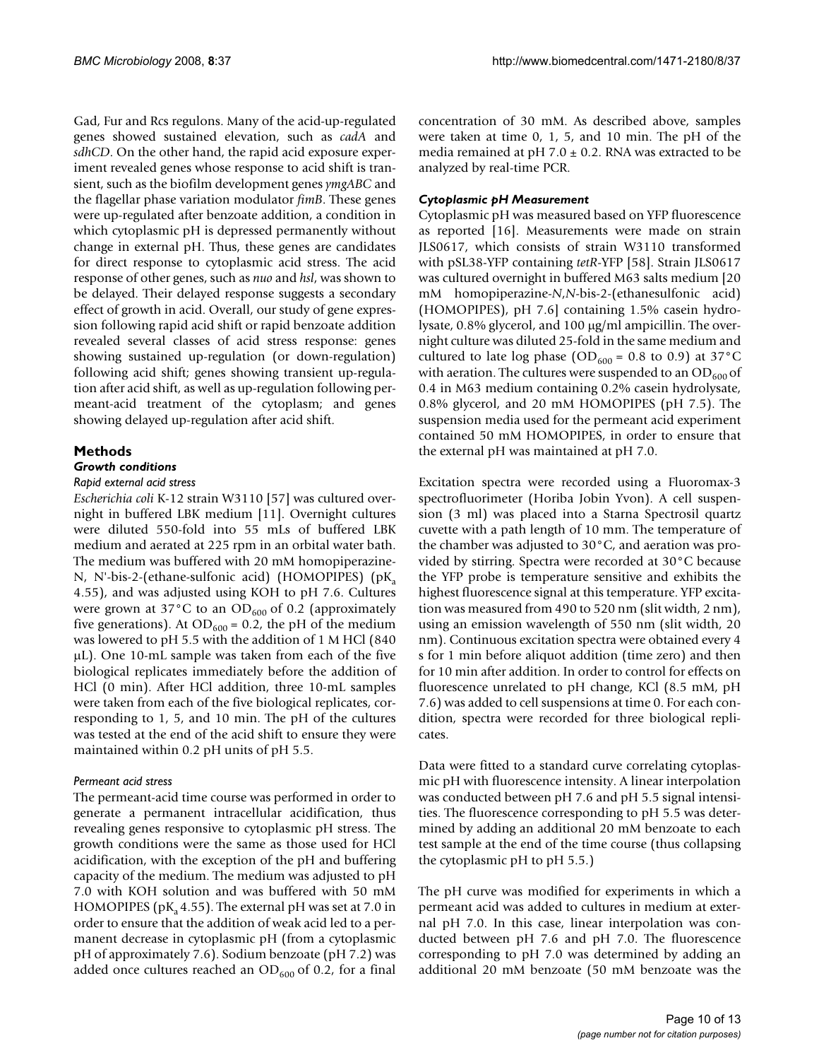Gad, Fur and Rcs regulons. Many of the acid-up-regulated genes showed sustained elevation, such as *cadA* and *sdhCD*. On the other hand, the rapid acid exposure experiment revealed genes whose response to acid shift is transient, such as the biofilm development genes *ymgABC* and the flagellar phase variation modulator *fimB*. These genes were up-regulated after benzoate addition, a condition in which cytoplasmic pH is depressed permanently without change in external pH. Thus, these genes are candidates for direct response to cytoplasmic acid stress. The acid response of other genes, such as *nuo* and *hsl*, was shown to be delayed. Their delayed response suggests a secondary effect of growth in acid. Overall, our study of gene expression following rapid acid shift or rapid benzoate addition revealed several classes of acid stress response: genes showing sustained up-regulation (or down-regulation) following acid shift; genes showing transient up-regulation after acid shift, as well as up-regulation following permeant-acid treatment of the cytoplasm; and genes showing delayed up-regulation after acid shift.

## Methods

### Growth conditions

#### Rapid external acid stress

*Escherichia coli* K-12 strain W3110 [57] was cultured overnight in buffered LBK medium [11]. Overnight cultures were diluted 550-fold into 55 mLs of buffered LBK medium and aerated at 225 rpm in an orbital water bath. The medium was buffered with 20 mM homopiperazine-N, N'-bis-2-(ethane-sulfonic acid) (HOMOPIPES) ($pK_a$ 4.55), and was adjusted using KOH to pH 7.6. Cultures were grown at 37°C to an $OD_{600}$ of 0.2 (approximately five generations). At $OD_{600}$ = 0.2, the pH of the medium was lowered to pH 5.5 with the addition of 1 M HCl (840 μL). One 10-mL sample was taken from each of the five biological replicates immediately before the addition of HCl (0 min). After HCl addition, three 10-mL samples were taken from each of the five biological replicates, corresponding to 1, 5, and 10 min. The pH of the cultures was tested at the end of the acid shift to ensure they were maintained within 0.2 pH units of pH 5.5.

#### Permeant acid stress

The permeant-acid time course was performed in order to generate a permanent intracellular acidification, thus revealing genes responsive to cytoplasmic pH stress. The growth conditions were the same as those used for HCl acidification, with the exception of the pH and buffering capacity of the medium. The medium was adjusted to pH 7.0 with KOH solution and was buffered with 50 mM HOMOPIPES ($pK_a$ 4.55). The external pH was set at 7.0 in order to ensure that the addition of weak acid led to a permanent decrease in cytoplasmic pH (from a cytoplasmic pH of approximately 7.6). Sodium benzoate (pH 7.2) was added once cultures reached an $OD_{600}$ of 0.2, for a final concentration of 30 mM. As described above, samples were taken at time 0, 1, 5, and 10 min. The pH of the media remained at pH 7.0 ± 0.2. RNA was extracted to be analyzed by real-time PCR.

### Cytoplasmic pH Measurement

Cytoplasmic pH was measured based on YFP fluorescence as reported [16]. Measurements were made on strain JLS0617, which consists of strain W3110 transformed with pSL38-YFP containing *tetR*-YFP [58]. Strain JLS0617 was cultured overnight in buffered M63 salts medium [20 mM homopiperazine-*N*,*N*-bis-2-(ethanesulfonic acid) (HOMOPIPES), pH 7.6] containing 1.5% casein hydrolysate, 0.8% glycerol, and 100 μg/ml ampicillin. The overnight culture was diluted 25-fold in the same medium and cultured to late log phase ($OD_{600}$ = 0.8 to 0.9) at 37°C with aeration. The cultures were suspended to an $OD_{600}$ of 0.4 in M63 medium containing 0.2% casein hydrolysate, 0.8% glycerol, and 20 mM HOMOPIPES (pH 7.5). The suspension media used for the permeant acid experiment contained 50 mM HOMOPIPES, in order to ensure that the external pH was maintained at pH 7.0.

Excitation spectra were recorded using a Fluoromax-3 spectrofluorimeter (Horiba Jobin Yvon). A cell suspension (3 ml) was placed into a Starna Spectrosil quartz cuvette with a path length of 10 mm. The temperature of the chamber was adjusted to 30°C, and aeration was provided by stirring. Spectra were recorded at 30°C because the YFP probe is temperature sensitive and exhibits the highest fluorescence signal at this temperature. YFP excitation was measured from 490 to 520 nm (slit width, 2 nm), using an emission wavelength of 550 nm (slit width, 20 nm). Continuous excitation spectra were obtained every 4 s for 1 min before aliquot addition (time zero) and then for 10 min after addition. In order to control for effects on fluorescence unrelated to pH change, KCl (8.5 mM, pH 7.6) was added to cell suspensions at time 0. For each condition, spectra were recorded for three biological replicates.

Data were fitted to a standard curve correlating cytoplasmic pH with fluorescence intensity. A linear interpolation was conducted between pH 7.6 and pH 5.5 signal intensities. The fluorescence corresponding to pH 5.5 was determined by adding an additional 20 mM benzoate to each test sample at the end of the time course (thus collapsing the cytoplasmic pH to pH 5.5.)

The pH curve was modified for experiments in which a permeant acid was added to cultures in medium at external pH 7.0. In this case, linear interpolation was conducted between pH 7.6 and pH 7.0. The fluorescence corresponding to pH 7.0 was determined by adding an additional 20 mM benzoate (50 mM benzoate was the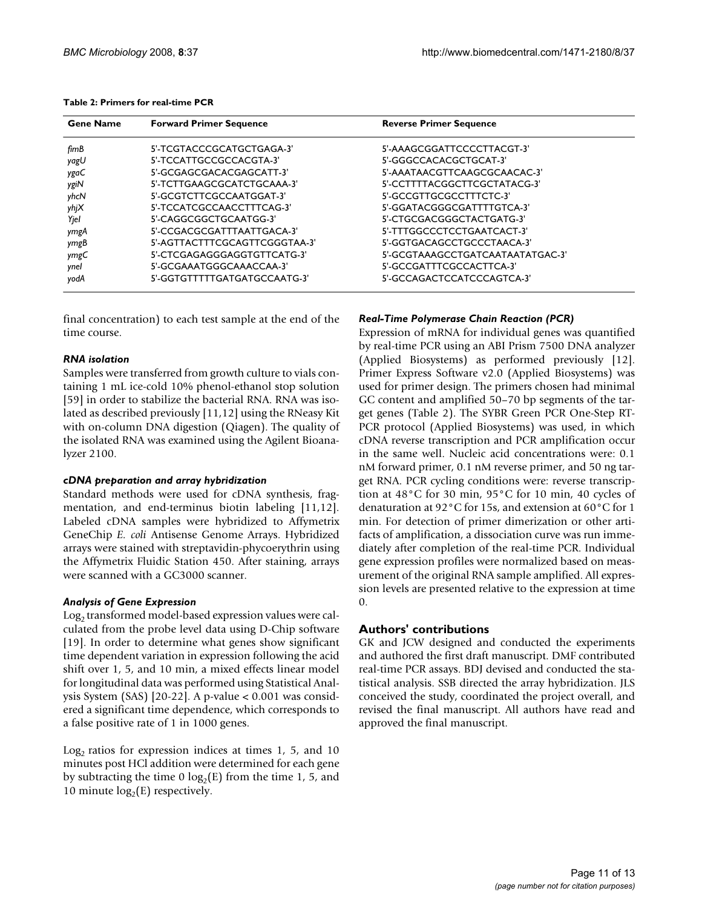**Table 2: Primers for real-time PCR**

| Gene Name | Forward Primer Sequence | Reverse Primer Sequence |
| --- | --- | --- |
| *fimB* | 5'-TCGTACCCGCATGCTGAGA-3' | 5'-AAAGCGGATTCCCCTTACGT-3' |
| *yagU* | 5'-TCCATTGCCGCCACGTA-3' | 5'-GGGCCACACGCTGCAT-3' |
| *ygaC* | 5'-GCGAGCGACACGAGCATT-3' | 5'-AAATAACGTTCAAGCGCAACAC-3' |
| *ygiN* | 5'-TCTTGAAGCGCATCTGCAAA-3' | 5'-CCTTTTACGGCTTCGCTATACG-3' |
| *yhcN* | 5'-GCGTCTTCGCCAATGGAT-3' | 5'-GCCGTTGCGCCTTTCTC-3' |
| *yhjX* | 5'-TCCATCGCCAACCTTTCAG-3' | 5'-GGATACGGGCGATTTTGTCA-3' |
| *YjeI* | 5'-CAGGCGGCTGCAATGG-3' | 5'-CTGCGACGGGCTACTGATG-3' |
| *ymgA* | 5'-CCGACGCGATTTAATTGACA-3' | 5'-TTTGGCCCTCCTGAATCACT-3' |
| *ymgB* | 5'-AGTTACTTTCGCAGTTCGGGTAA-3' | 5'-GGTGACAGCCTGCCCTAACA-3' |
| *ymgC* | 5'-CTCGAGAGGGAGGTGTTCATG-3' | 5'-GCGTAAAGCCTGATCAATAATATGAC-3' |
| *yneI* | 5'-GCGAAATGGGCAAACCAA-3' | 5'-GCCGATTTCGCCACTTCA-3' |
| *yodA* | 5'-GGTGTTTTTGATGATGCCAATG-3' | 5'-GCCAGACTCCATCCCAGTCA-3' |

final concentration) to each test sample at the end of the time course.

### *RNA isolation*

Samples were transferred from growth culture to vials containing 1 mL ice-cold 10% phenol-ethanol stop solution [59] in order to stabilize the bacterial RNA. RNA was isolated as described previously [11,12] using the RNeasy Kit with on-column DNA digestion (Qiagen). The quality of the isolated RNA was examined using the Agilent Bioanalyzer 2100.

### *cDNA preparation and array hybridization*

Standard methods were used for cDNA synthesis, fragmentation, and end-terminus biotin labeling [11,12]. Labeled cDNA samples were hybridized to Affymetrix GeneChip *E. coli* Antisense Genome Arrays. Hybridized arrays were stained with streptavidin-phycoerythrin using the Affymetrix Fluidic Station 450. After staining, arrays were scanned with a GC3000 scanner.

### *Analysis of Gene Expression*

$\text{Log}_2$ transformed model-based expression values were calculated from the probe level data using D-Chip software [19]. In order to determine what genes show significant time dependent variation in expression following the acid shift over 1, 5, and 10 min, a mixed effects linear model for longitudinal data was performed using Statistical Analysis System (SAS) [20-22]. A p-value < 0.001 was considered a significant time dependence, which corresponds to a false positive rate of 1 in 1000 genes.

$\text{Log}_2$ ratios for expression indices at times 1, 5, and 10 minutes post HCl addition were determined for each gene by subtracting the time 0 $\log_2(E)$ from the time 1, 5, and 10 minute $\log_2(E)$ respectively.

### *Real-Time Polymerase Chain Reaction (PCR)*

Expression of mRNA for individual genes was quantified by real-time PCR using an ABI Prism 7500 DNA analyzer (Applied Biosystems) as performed previously [12]. Primer Express Software v2.0 (Applied Biosystems) was used for primer design. The primers chosen had minimal GC content and amplified 50–70 bp segments of the target genes (Table 2). The SYBR Green PCR One-Step RT-PCR protocol (Applied Biosystems) was used, in which cDNA reverse transcription and PCR amplification occur in the same well. Nucleic acid concentrations were: 0.1 nM forward primer, 0.1 nM reverse primer, and 50 ng target RNA. PCR cycling conditions were: reverse transcription at 48°C for 30 min, 95°C for 10 min, 40 cycles of denaturation at 92°C for 15s, and extension at 60°C for 1 min. For detection of primer dimerization or other artifacts of amplification, a dissociation curve was run immediately after completion of the real-time PCR. Individual gene expression profiles were normalized based on measurement of the original RNA sample amplified. All expression levels are presented relative to the expression at time 0.

## Authors' contributions

GK and JCW designed and conducted the experiments and authored the first draft manuscript. DMF contributed real-time PCR assays. BDJ devised and conducted the statistical analysis. SSB directed the array hybridization. JLS conceived the study, coordinated the project overall, and revised the final manuscript. All authors have read and approved the final manuscript.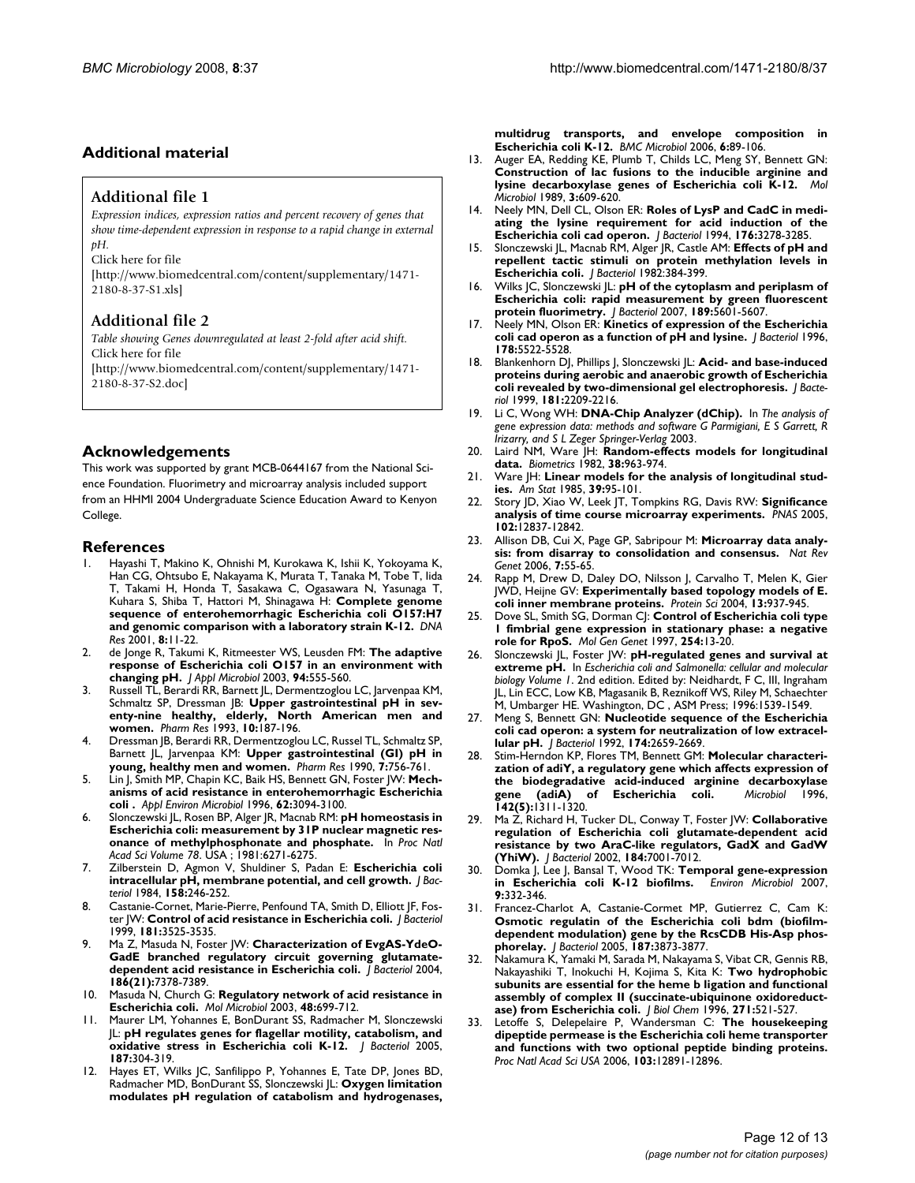## Additional material

### Additional file 1

*Expression indices, expression ratios and percent recovery of genes that show time-dependent expression in response to a rapid change in external pH.*

Click here for file

[http://www.biomedcentral.com/content/supplementary/1471-2180-8-37-S1.xls]

### Additional file 2

*Table showing Genes downregulated at least 2-fold after acid shift.*

Click here for file

[http://www.biomedcentral.com/content/supplementary/1471-2180-8-37-S2.doc]

## Acknowledgements

This work was supported by grant MCB-0644167 from the National Science Foundation. Fluorimetry and microarray analysis included support from an HHMI 2004 Undergraduate Science Education Award to Kenyon College.

## References

1. Hayashi T, Makino K, Ohnishi M, Kurokawa K, Ishii K, Yokoyama K, Han CG, Ohtsubo E, Nakayama K, Murata T, Tanaka M, Tobe T, Iida T, Takami H, Honda T, Sasakawa C, Ogasawara N, Yasunaga T, Kuhara S, Shiba T, Hattori M, Shinagawa H: **Complete genome sequence of enterohemorrhagic Escherichia coli O157:H7 and genomic comparison with a laboratory strain K-12.** *DNA Res* 2001, **8:**11-22.
2. de Jonge R, Takumi K, Ritmeester WS, Leusden FM: **The adaptive response of Escherichia coli O157 in an environment with changing pH.** *J Appl Microbiol* 2003, **94:**555-560.
3. Russell TL, Berardi RR, Barnett JL, Dermentzoglou LC, Jarvenpaa KM, Schmaltz SP, Dressman JB: **Upper gastrointestinal pH in seventy-nine healthy, elderly, North American men and women.** *Pharm Res* 1993, **10:**187-196.
4. Dressman JB, Berardi RR, Dermentzoglou LC, Russel TL, Schmaltz SP, Barnett JL, Jarvenpaa KM: **Upper gastrointestinal (GI) pH in young, healthy men and women.** *Pharm Res* 1990, **7:**756-761.
5. Lin J, Smith MP, Chapin KC, Baik HS, Bennett GN, Foster JW: **Mechanisms of acid resistance in enterohemorrhagic Escherichia coli .** *Appl Environ Microbiol* 1996, **62:**3094-3100.
6. Slonczewski JL, Rosen BP, Alger JR, Macnab RM: **pH homeostasis in Escherichia coli: measurement by 31P nuclear magnetic resonance of methylphosphonate and phosphate.** In *Proc Natl Acad Sci Volume 78*. USA ; 1981:6271-6275.
7. Zilberstein D, Agmon V, Shuldiner S, Padan E: **Escherichia coli intracellular pH, membrane potential, and cell growth.** *J Bacteriol* 1984, **158:**246-252.
8. Castanie-Cornet, Marie-Pierre, Penfound TA, Smith D, Elliott JF, Foster JW: **Control of acid resistance in Escherichia coli.** *J Bacteriol* 1999, **181:**3525-3535.
9. Ma Z, Masuda N, Foster JW: **Characterization of EvgAS-YdeO-GadE branched regulatory circuit governing glutamate-dependent acid resistance in Escherichia coli.** *J Bacteriol* 2004, **186(21):**7378-7389.
10. Masuda N, Church G: **Regulatory network of acid resistance in Escherichia coli.** *Mol Microbiol* 2003, **48:**699-712.
11. Maurer LM, Yohannes E, BonDurant SS, Radmacher M, Slonczewski JL: **pH regulates genes for flagellar motility, catabolism, and oxidative stress in Escherichia coli K-12.** *J Bacteriol* 2005, **187:**304-319.
12. Hayes ET, Wilks JC, Sanfilippo P, Yohannes E, Tate DP, Jones BD, Radmacher MD, BonDurant SS, Slonczewski JL: **Oxygen limitation modulates pH regulation of catabolism and hydrogenases, multidrug transports, and envelope composition in Escherichia coli K-12.** *BMC Microbiol* 2006, **6:**89-106.
13. Auger EA, Redding KE, Plumb T, Childs LC, Meng SY, Bennett GN: **Construction of lac fusions to the inducible arginine and lysine decarboxylase genes of Escherichia coli K-12.** *Mol Microbiol* 1989, **3:**609-620.
14. Neely MN, Dell CL, Olson ER: **Roles of LysP and CadC in mediating the lysine requirement for acid induction of the Escherichia coli cad operon.** *J Bacteriol* 1994, **176:**3278-3285.
15. Slonczewski JL, Macnab RM, Alger JR, Castle AM: **Effects of pH and repellent tactic stimuli on protein methylation levels in Escherichia coli.** *J Bacteriol* 1982:384-399.
16. Wilks JC, Slonczewski JL: **pH of the cytoplasm and periplasm of Escherichia coli: rapid measurement by green fluorescent protein fluorimetry.** *J Bacteriol* 2007, **189:**5601-5607.
17. Neely MN, Olson ER: **Kinetics of expression of the Escherichia coli cad operon as a function of pH and lysine.** *J Bacteriol* 1996, **178:**5522-5528.
18. Blankenhorn DJ, Phillips J, Slonczewski JL: **Acid- and base-induced proteins during aerobic and anaerobic growth of Escherichia coli revealed by two-dimensional gel electrophoresis.** *J Bacteriol* 1999, **181:**2209-2216.
19. Li C, Wong WH: **DNA-Chip Analyzer (dChip).** In *The analysis of gene expression data: methods and software G Parmigiani, E S Garrett, R Irizarry, and S L Zeger Springer-Verlag* 2003.
20. Laird NM, Ware JH: **Random-effects models for longitudinal data.** *Biometrics* 1982, **38:**963-974.
21. Ware JH: **Linear models for the analysis of longitudinal studies.** *Am Stat* 1985, **39:**95-101.
22. Story JD, Xiao W, Leek JT, Tompkins RG, Davis RW: **Significance analysis of time course microarray experiments.** *PNAS* 2005, **102:**12837-12842.
23. Allison DB, Cui X, Page GP, Sabripour M: **Microarray data analysis: from disarray to consolidation and consensus.** *Nat Rev Genet* 2006, **7:**55-65.
24. Rapp M, Drew D, Daley DO, Nilsson J, Carvalho T, Melen K, Gier JWD, Heijne GV: **Experimentally based topology models of E. coli inner membrane proteins.** *Protein Sci* 2004, **13:**937-945.
25. Dove SL, Smith SG, Dorman CJ: **Control of Escherichia coli type 1 fimbrial gene expression in stationary phase: a negative role for RpoS.** *Mol Gen Genet* 1997, **254:**13-20.
26. Slonczewski JL, Foster JW: **pH-regulated genes and survival at extreme pH.** In *Escherichia coli and Salmonella: cellular and molecular biology Volume 1*. 2nd edition. Edited by: Neidhardt, F C, III, Ingraham JL, Lin ECC, Low KB, Magasanik B, Reznikoff WS, Riley M, Schaechter M, Umbarger HE. Washington, DC , ASM Press; 1996:1539-1549.
27. Meng S, Bennett GN: **Nucleotide sequence of the Escherichia coli cad operon: a system for neutralization of low extracellular pH.** *J Bacteriol* 1992, **174:**2659-2669.
28. Stim-Herndon KP, Flores TM, Bennett GM: **Molecular characterization of adiY, a regulatory gene which affects expression of the biodegradative acid-induced arginine decarboxylase gene (adiA) of Escherichia coli.** *Microbiol* 1996, **142(5):**1311-1320.
29. Ma Z, Richard H, Tucker DL, Conway T, Foster JW: **Collaborative regulation of Escherichia coli glutamate-dependent acid resistance by two AraC-like regulators, GadX and GadW (YhiW).** *J Bacteriol* 2002, **184:**7001-7012.
30. Domka J, Lee J, Bansal T, Wood TK: **Temporal gene-expression in Escherichia coli K-12 biofilms.** *Environ Microbiol* 2007, **9:**332-346.
31. Francez-Charlot A, Castanie-Cormet MP, Gutierrez C, Cam K: **Osmotic regulatin of the Escherichia coli bdm (biofilm-dependent modulation) gene by the RcsCDB His-Asp phosphorelay.** *J Bacteriol* 2005, **187:**3873-3877.
32. Nakamura K, Yamaki M, Sarada M, Nakayama S, Vibat CR, Gennis RB, Nakayashiki T, Inokuchi H, Kojima S, Kita K: **Two hydrophobic subunits are essential for the heme b ligation and functional assembly of complex II (succinate-ubiquinone oxidoreductase) from Escherichia coli.** *J Biol Chem* 1996, **271:**521-527.
33. Letoffe S, Delepelaire P, Wandersman C: **The housekeeping dipeptide permease is the Escherichia coli heme transporter and functions with two optional peptide binding proteins.** *Proc Natl Acad Sci USA* 2006, **103:**12891-12896.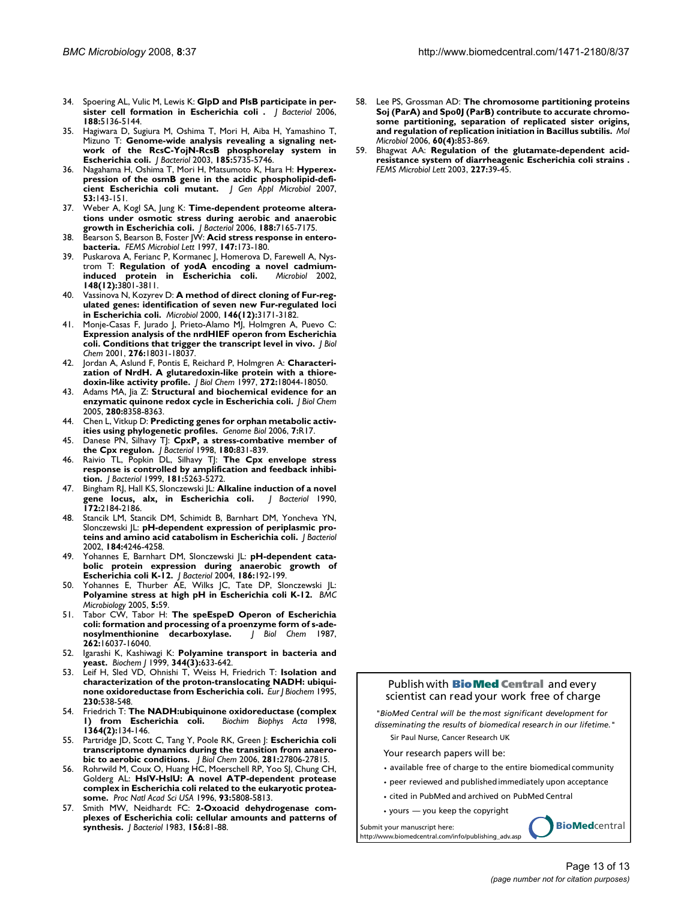34. Spoering AL, Vulic M, Lewis K: **GlpD and PlsB participate in persister cell formation in Escherichia coli .** *J Bacteriol* 2006, **188:**5136-5144.
35. Hagiwara D, Sugiura M, Oshima T, Mori H, Aiba H, Yamashino T, Mizuno T: **Genome-wide analysis revealing a signaling network of the RcsC-YojN-RcsB phosphorelay system in Escherichia coli.** *J Bacteriol* 2003, **185:**5735-5746.
36. Nagahama H, Oshima T, Mori H, Matsumoto K, Hara H: **Hyperexpression of the osmB gene in the acidic phospholipid-deficient Escherichia coli mutant.** *J Gen Appl Microbiol* 2007, **53:**143-151.
37. Weber A, Kogl SA, Jung K: **Time-dependent proteome alterations under osmotic stress during aerobic and anaerobic growth in Escherichia coli.** *J Bacteriol* 2006, **188:**7165-7175.
38. Bearson S, Bearson B, Foster JW: **Acid stress response in enterobacteria.** *FEMS Microbiol Lett* 1997, **147:**173-180.
39. Puskarova A, Ferianc P, Kormanec J, Homerova D, Farewell A, Nystrom T: **Regulation of yodA encoding a novel cadmium-induced protein in Escherichia coli.** *Microbiol* 2002, **148(12):**3801-3811.
40. Vassinova N, Kozyrev D: **A method of direct cloning of Fur-regulated genes: identification of seven new Fur-regulated loci in Escherichia coli.** *Microbiol* 2000, **146(12):**3171-3182.
41. Monje-Casas F, Jurado J, Prieto-Alamo MJ, Holmgren A, Puevo C: **Expression analysis of the nrdHIEF operon from Escherichia coli. Conditions that trigger the transcript level in vivo.** *J Biol Chem* 2001, **276:**18031-18037.
42. Jordan A, Aslund F, Pontis E, Reichard P, Holmgren A: **Characterization of NrdH. A glutaredoxin-like protein with a thioredoxin-like activity profile.** *J Biol Chem* 1997, **272:**18044-18050.
43. Adams MA, Jia Z: **Structural and biochemical evidence for an enzymatic quinone redox cycle in Escherichia coli.** *J Biol Chem* 2005, **280:**8358-8363.
44. Chen L, Vitkup D: **Predicting genes for orphan metabolic activities using phylogenetic profiles.** *Genome Biol* 2006, **7:**R17.
45. Danese PN, Silhavy TJ: **CpxP, a stress-combative member of the Cpx regulon.** *J Bacteriol* 1998, **180:**831-839.
46. Raivio TL, Popkin DL, Silhavy TJ: **The Cpx envelope stress response is controlled by amplification and feedback inhibition.** *J Bacteriol* 1999, **181:**5263-5272.
47. Bingham RJ, Hall KS, Slonczewski JL: **Alkaline induction of a novel gene locus, alx, in Escherichia coli.** *J Bacteriol* 1990, **172:**2184-2186.
48. Stancik LM, Stancik DM, Schimidt B, Barnhart DM, Yoncheva YN, Slonczewski JL: **pH-dependent expression of periplasmic proteins and amino acid catabolism in Escherichia coli.** *J Bacteriol* 2002, **184:**4246-4258.
49. Yohannes E, Barnhart DM, Slonczewski JL: **pH-dependent catabolic protein expression during anaerobic growth of Escherichia coli K-12.** *J Bacteriol* 2004, **186:**192-199.
50. Yohannes E, Thurber AE, Wilks JC, Tate DP, Slonczewski JL: **Polyamine stress at high pH in Escherichia coli K-12.** *BMC Microbiology* 2005, **5:**59.
51. Tabor CW, Tabor H: **The speEspeD Operon of Escherichia coli: formation and processing of a proenzyme form of s-adenosylmenthionine decarboxylase.** *J Biol Chem* 1987, **262:**16037-16040.
52. Igarashi K, Kashiwagi K: **Polyamine transport in bacteria and yeast.** *Biochem J* 1999, **344(3):**633-642.
53. Leif H, Sled VD, Ohnishi T, Weiss H, Friedrich T: **Isolation and characterization of the proton-translocating NADH: ubiquinone oxidoreductase from Escherichia coli.** *Eur J Biochem* 1995, **230:**538-548.
54. Friedrich T: **The NADH:ubiquinone oxidoreductase (complex I) from Escherichia coli.** *Biochim Biophys Acta* 1998, **1364(2):**134-146.
55. Partridge JD, Scott C, Tang Y, Poole RK, Green J: **Escherichia coli transcriptome dynamics during the transition from anaerobic to aerobic conditions.** *J Biol Chem* 2006, **281:**27806-27815.
56. Rohrwild M, Coux O, Huang HC, Moerschell RP, Yoo SJ, Chung CH, Golderg AL: **HslV-HslU: A novel ATP-dependent protease complex in Escherichia coli related to the eukaryotic proteasome.** *Proc Natl Acad Sci USA* 1996, **93:**5808-5813.
57. Smith MW, Neidhardt FC: **2-Oxoacid dehydrogenase complexes of Escherichia coli: cellular amounts and patterns of synthesis.** *J Bacteriol* 1983, **156:**81-88.
58. Lee PS, Grossman AD: **The chromosome partitioning proteins Soj (ParA) and Spo0J (ParB) contribute to accurate chromosome partitioning, separation of replicated sister origins, and regulation of replication initiation in Bacillus subtilis.** *Mol Microbiol* 2006, **60(4):**853-869.
59. Bhagwat AA: **Regulation of the glutamate-dependent acid-resistance system of diarrheagenic Escherichia coli strains .** *FEMS Microbiol Lett* 2003, **227:**39-45.

Publish with **BioMed Central** and every scientist can read your work free of charge

*"BioMed Central will be the most significant development for disseminating the results of biomedical research in our lifetime."*

Sir Paul Nurse, Cancer Research UK

Your research papers will be:

- available free of charge to the entire biomedical community
- peer reviewed and published immediately upon acceptance
- cited in PubMed and archived on PubMed Central
- yours — you keep the copyright

Submit your manuscript here:
http://www.biomedcentral.com/info/publishing_adv.asp

BioMedcentral